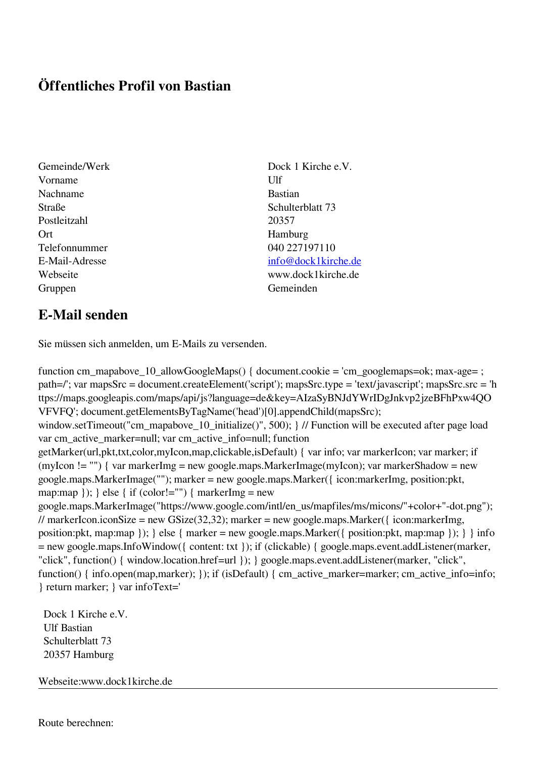# Öffentliches Profil von Bastian

| | |
|---|---|
| Gemeinde/Werk | Dock 1 Kirche e.V. |
| Vorname | Ulf |
| Nachname | Bastian |
| Straße | Schulterblatt 73 |
| Postleitzahl | 20357 |
| Ort | Hamburg |
| Telefonnummer | 040 227197110 |
| E-Mail-Adresse | info@dock1kirche.de |
| Webseite | www.dock1kirche.de |
| Gruppen | Gemeinden |

## E-Mail senden

Sie müssen sich anmelden, um E-Mails zu versenden.

```
function cm_mapabove_10_allowGoogleMaps() { document.cookie = 'cm_googlemaps=ok; max-age= ; path=/'; var mapsSrc = document.createElement('script'); mapsSrc.type = 'text/javascript'; mapsSrc.src = 'https://maps.googleapis.com/maps/api/js?language=de&key=AIzaSyBNJdYWrIDgJnkvp2jzeBFhPxw4QOVFVFQ'; document.getElementsByTagName('head')[0].appendChild(mapsSrc); window.setTimeout("cm_mapabove_10_initialize()", 500); } // Function will be executed after page load var cm_active_marker=null; var cm_active_info=null; function getMarker(url,pkt,txt,color,myIcon,map,clickable,isDefault) { var info; var markerIcon; var marker; if (myIcon != "") { var markerImg = new google.maps.MarkerImage(myIcon); var markerShadow = new google.maps.MarkerImage(""); marker = new google.maps.Marker({ icon:markerImg, position:pkt, map:map }); } else { if (color!="") { markerImg = new google.maps.MarkerImage("https://www.google.com/intl/en_us/mapfiles/ms/micons/"+color+"-dot.png"); // markerIcon.iconSize = new GSize(32,32); marker = new google.maps.Marker({ icon:markerImg, position:pkt, map:map }); } else { marker = new google.maps.Marker({ position:pkt, map:map }); } } info = new google.maps.InfoWindow({ content: txt }); if (clickable) { google.maps.event.addListener(marker, "click", function() { window.location.href=url }); } google.maps.event.addListener(marker, "click", function() { info.open(map,marker); }); if (isDefault) { cm_active_marker=marker; cm_active_info=info; } return marker; } var infoText='
```

Dock 1 Kirche e.V.
Ulf Bastian
Schulterblatt 73
20357 Hamburg

Webseite:www.dock1kirche.de

---

Route berechnen: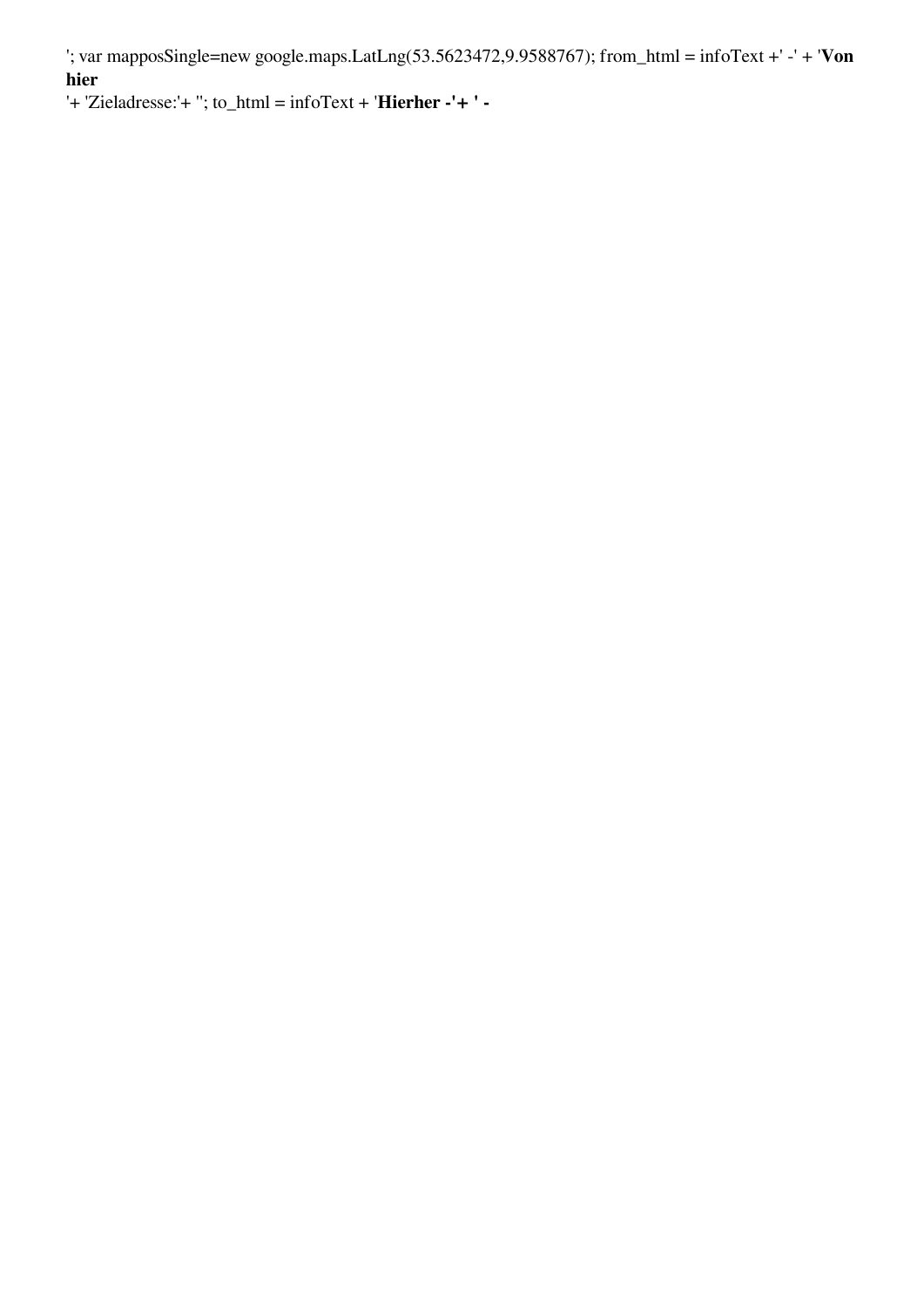'; var mapposSingle=new google.maps.LatLng(53.5623472,9.9588767); from_html = infoText +' -' + '**Von hier**

'+ 'Zieladresse:'+ ''; to_html = infoText + '**Hierher -'+ ' -**